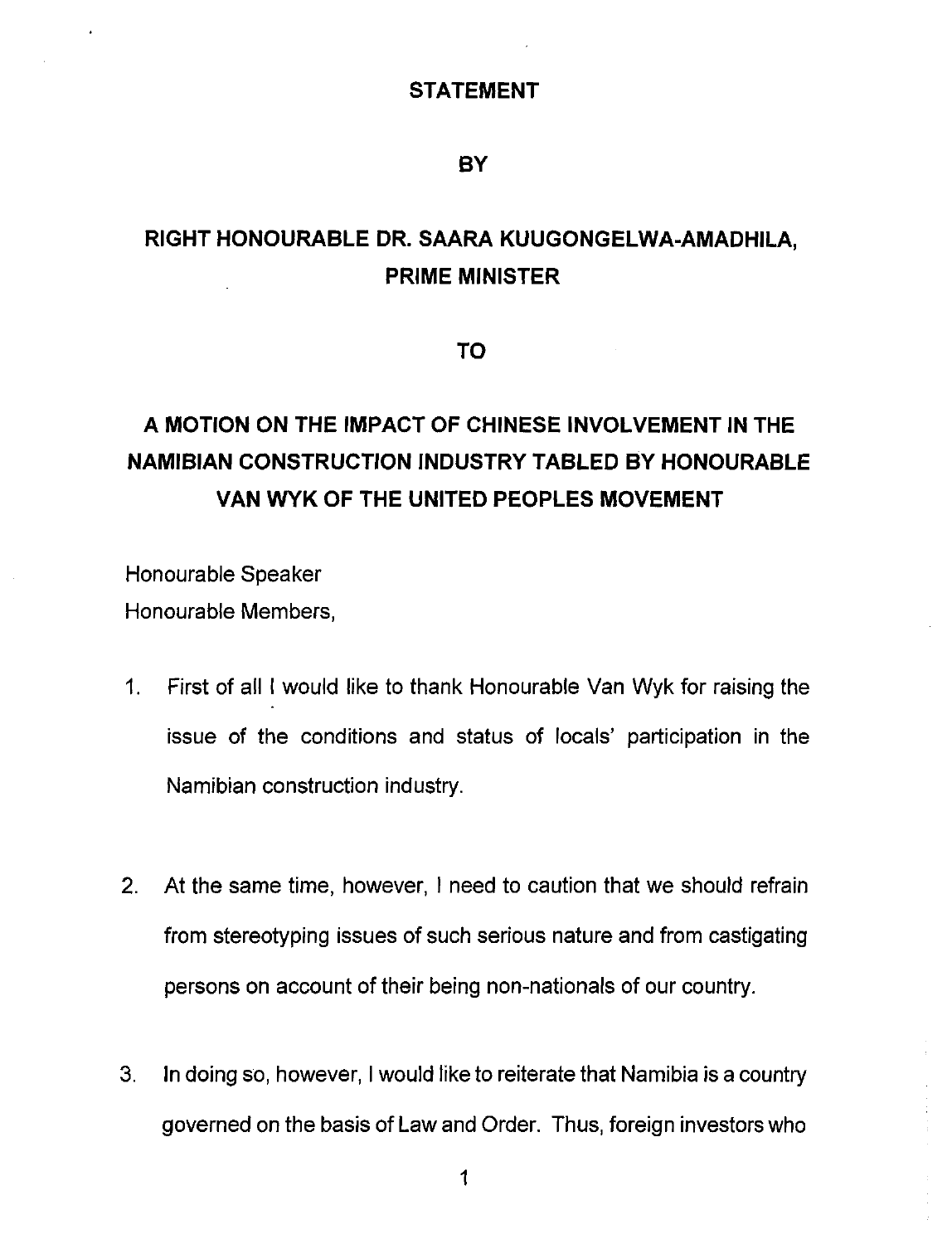# STATEMENT

## BY

## RIGHT HONOURABLE DR. SAARA KUUGONGELWA-AMADHILA, PRIME MINISTER

## TO

## A MOTION ON THE IMPACT OF CHINESE INVOLVEMENT IN THE NAMIBIAN CONSTRUCTION INDUSTRY TABLED BY HONOURABLE VAN WYK OF THE UNITED PEOPLES MOVEMENT

Honourable Speaker
Honourable Members,

1. First of all I would like to thank Honourable Van Wyk for raising the issue of the conditions and status of locals' participation in the Namibian construction industry.

2. At the same time, however, I need to caution that we should refrain from stereotyping issues of such serious nature and from castigating persons on account of their being non-nationals of our country.

3. In doing so, however, I would like to reiterate that Namibia is a country governed on the basis of Law and Order. Thus, foreign investors who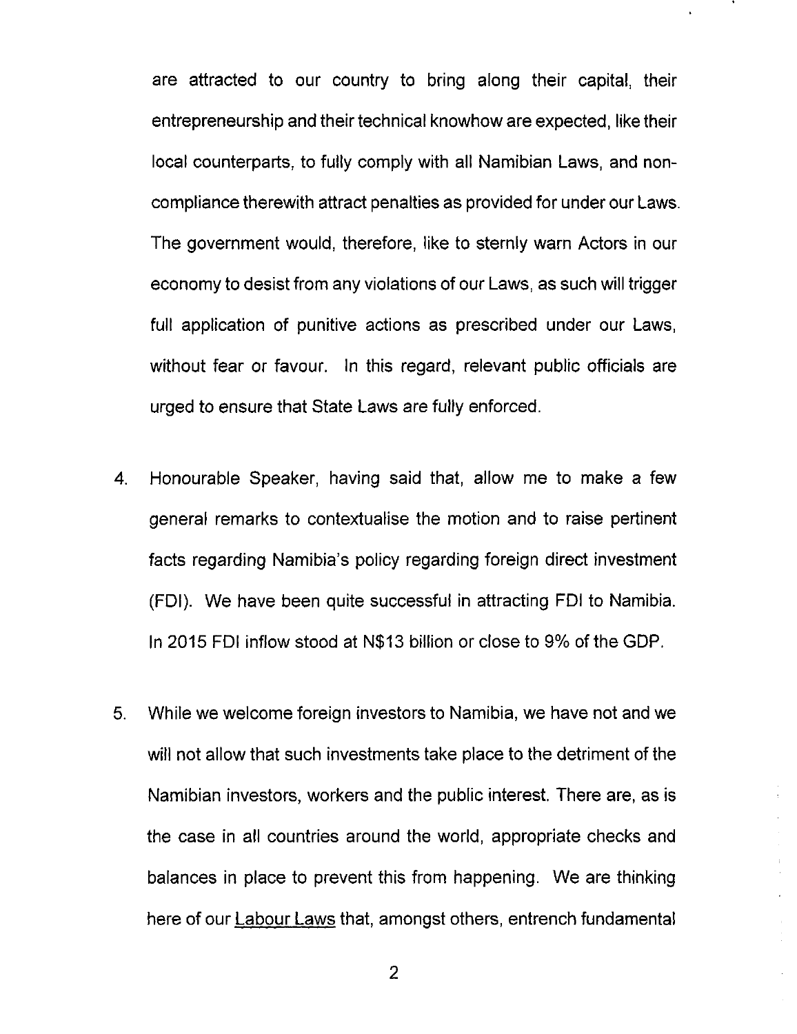are attracted to our country to bring along their capital, their entrepreneurship and their technical knowhow are expected, like their local counterparts, to fully comply with all Namibian Laws, and non-compliance therewith attract penalties as provided for under our Laws. The government would, therefore, like to sternly warn Actors in our economy to desist from any violations of our Laws, as such will trigger full application of punitive actions as prescribed under our Laws, without fear or favour. In this regard, relevant public officials are urged to ensure that State Laws are fully enforced.

4. Honourable Speaker, having said that, allow me to make a few general remarks to contextualise the motion and to raise pertinent facts regarding Namibia's policy regarding foreign direct investment (FDI). We have been quite successful in attracting FDI to Namibia. In 2015 FDI inflow stood at N$13 billion or close to 9% of the GDP.

5. While we welcome foreign investors to Namibia, we have not and we will not allow that such investments take place to the detriment of the Namibian investors, workers and the public interest. There are, as is the case in all countries around the world, appropriate checks and balances in place to prevent this from happening. We are thinking here of our <u>Labour Laws</u> that, amongst others, entrench fundamental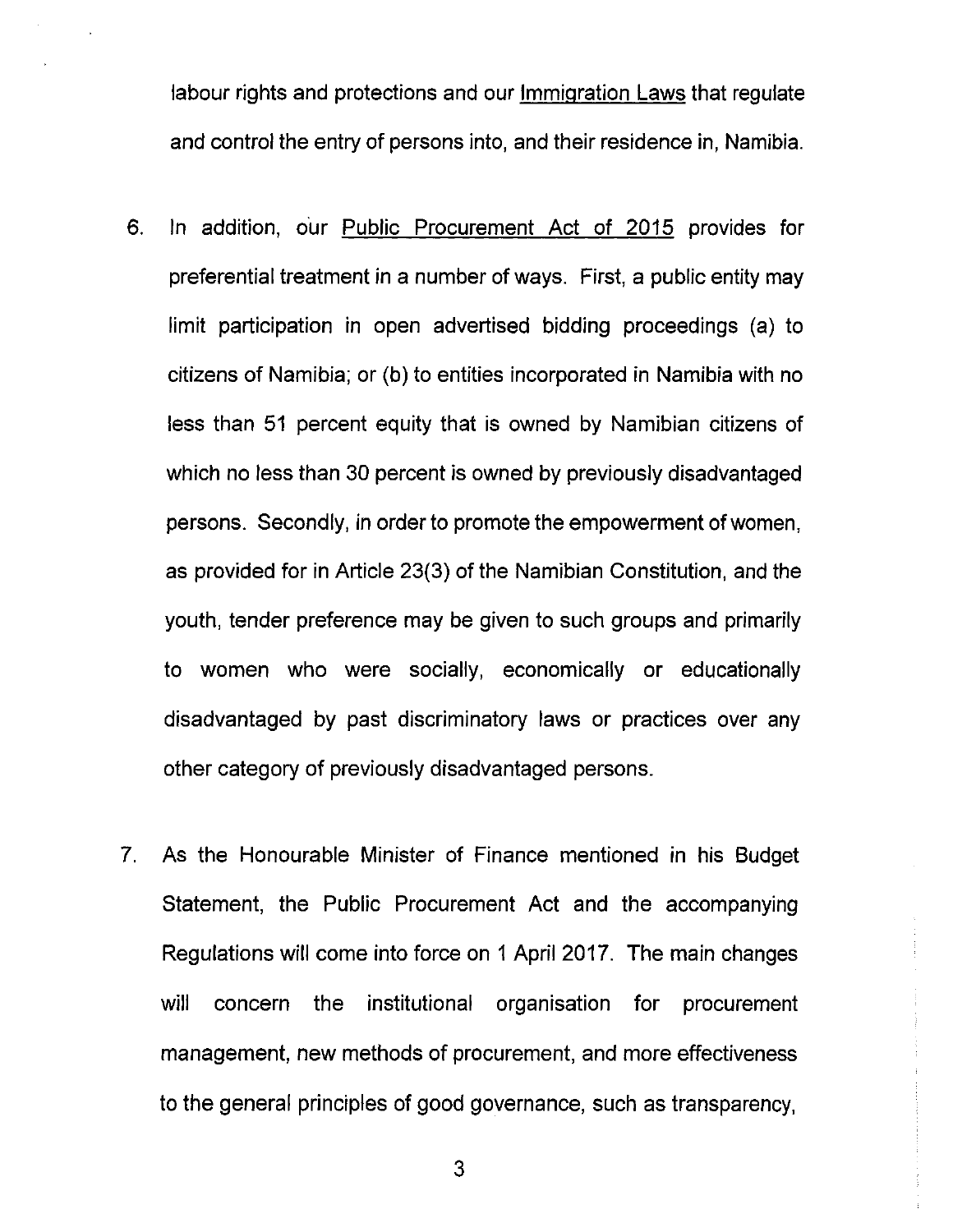labour rights and protections and our Immigration Laws that regulate and control the entry of persons into, and their residence in, Namibia.

6. In addition, our Public Procurement Act of 2015 provides for preferential treatment in a number of ways. First, a public entity may limit participation in open advertised bidding proceedings (a) to citizens of Namibia; or (b) to entities incorporated in Namibia with no less than 51 percent equity that is owned by Namibian citizens of which no less than 30 percent is owned by previously disadvantaged persons. Secondly, in order to promote the empowerment of women, as provided for in Article 23(3) of the Namibian Constitution, and the youth, tender preference may be given to such groups and primarily to women who were socially, economically or educationally disadvantaged by past discriminatory laws or practices over any other category of previously disadvantaged persons.

7. As the Honourable Minister of Finance mentioned in his Budget Statement, the Public Procurement Act and the accompanying Regulations will come into force on 1 April 2017. The main changes will concern the institutional organisation for procurement management, new methods of procurement, and more effectiveness to the general principles of good governance, such as transparency,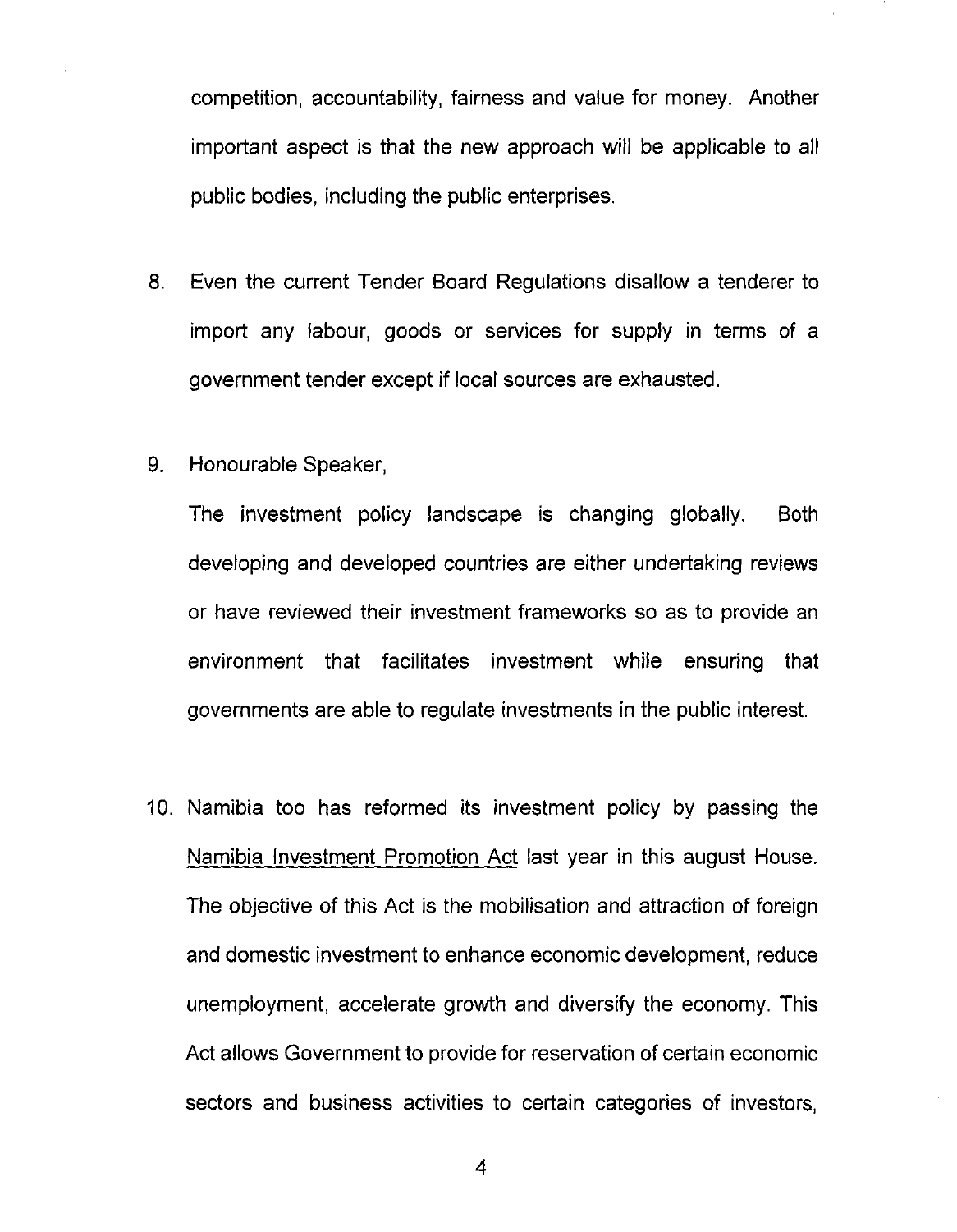competition, accountability, fairness and value for money. Another important aspect is that the new approach will be applicable to all public bodies, including the public enterprises.

8. Even the current Tender Board Regulations disallow a tenderer to import any labour, goods or services for supply in terms of a government tender except if local sources are exhausted.

9. Honourable Speaker,

   The investment policy landscape is changing globally. Both developing and developed countries are either undertaking reviews or have reviewed their investment frameworks so as to provide an environment that facilitates investment while ensuring that governments are able to regulate investments in the public interest.

10. Namibia too has reformed its investment policy by passing the <u>Namibia Investment Promotion Act</u> last year in this august House. The objective of this Act is the mobilisation and attraction of foreign and domestic investment to enhance economic development, reduce unemployment, accelerate growth and diversify the economy. This Act allows Government to provide for reservation of certain economic sectors and business activities to certain categories of investors,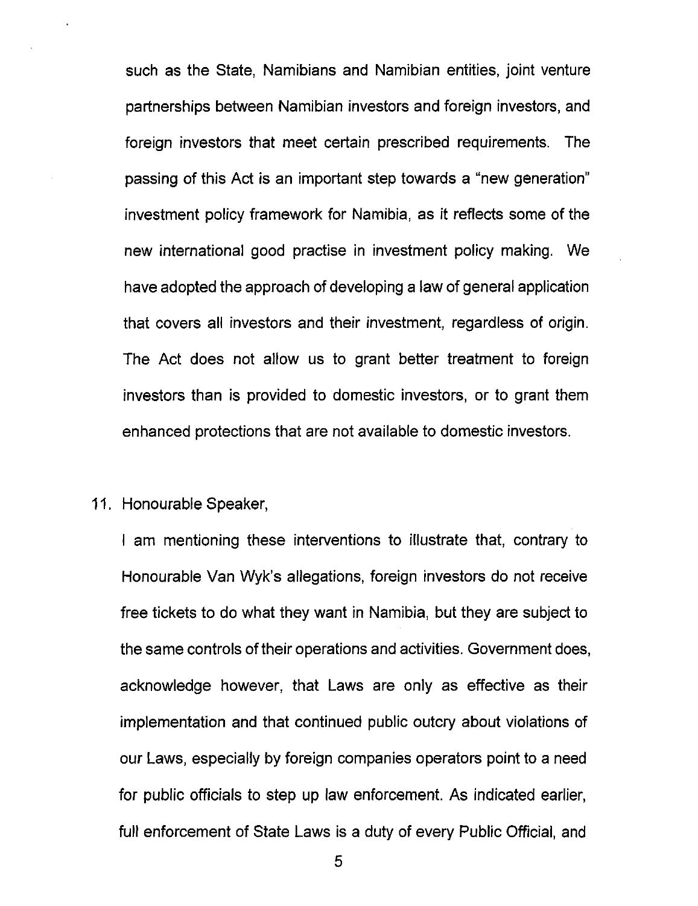such as the State, Namibians and Namibian entities, joint venture partnerships between Namibian investors and foreign investors, and foreign investors that meet certain prescribed requirements. The passing of this Act is an important step towards a "new generation" investment policy framework for Namibia, as it reflects some of the new international good practise in investment policy making. We have adopted the approach of developing a law of general application that covers all investors and their investment, regardless of origin. The Act does not allow us to grant better treatment to foreign investors than is provided to domestic investors, or to grant them enhanced protections that are not available to domestic investors.

11. Honourable Speaker,

    I am mentioning these interventions to illustrate that, contrary to Honourable Van Wyk's allegations, foreign investors do not receive free tickets to do what they want in Namibia, but they are subject to the same controls of their operations and activities. Government does, acknowledge however, that Laws are only as effective as their implementation and that continued public outcry about violations of our Laws, especially by foreign companies operators point to a need for public officials to step up law enforcement. As indicated earlier, full enforcement of State Laws is a duty of every Public Official, and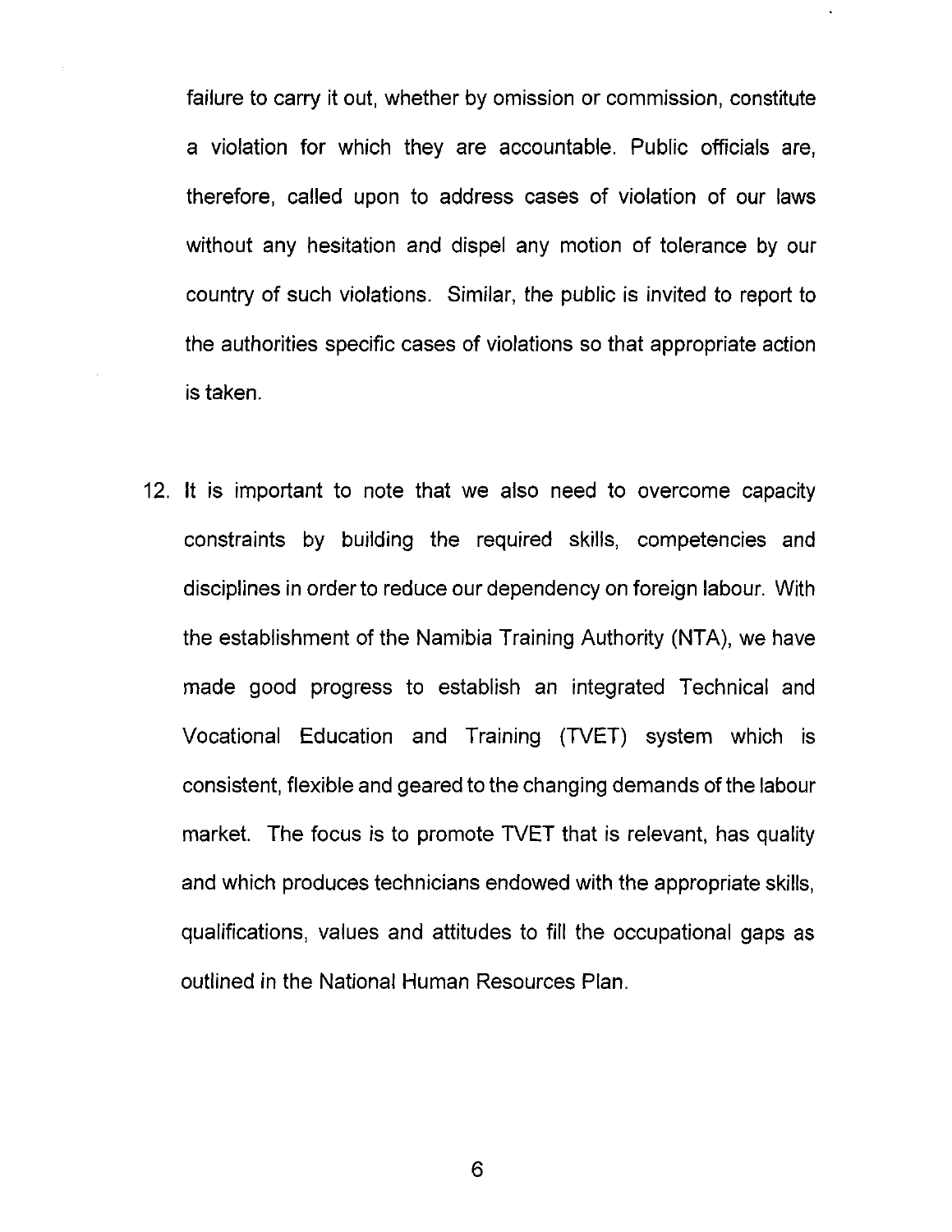failure to carry it out, whether by omission or commission, constitute a violation for which they are accountable. Public officials are, therefore, called upon to address cases of violation of our laws without any hesitation and dispel any motion of tolerance by our country of such violations. Similar, the public is invited to report to the authorities specific cases of violations so that appropriate action is taken.

12. It is important to note that we also need to overcome capacity constraints by building the required skills, competencies and disciplines in order to reduce our dependency on foreign labour. With the establishment of the Namibia Training Authority (NTA), we have made good progress to establish an integrated Technical and Vocational Education and Training (TVET) system which is consistent, flexible and geared to the changing demands of the labour market. The focus is to promote TVET that is relevant, has quality and which produces technicians endowed with the appropriate skills, qualifications, values and attitudes to fill the occupational gaps as outlined in the National Human Resources Plan.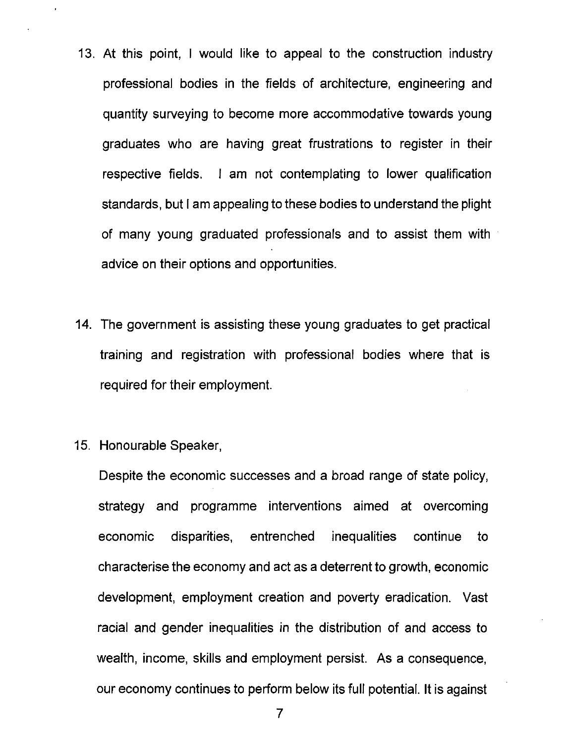13. At this point, I would like to appeal to the construction industry professional bodies in the fields of architecture, engineering and quantity surveying to become more accommodative towards young graduates who are having great frustrations to register in their respective fields. I am not contemplating to lower qualification standards, but I am appealing to these bodies to understand the plight of many young graduated professionals and to assist them with advice on their options and opportunities.

14. The government is assisting these young graduates to get practical training and registration with professional bodies where that is required for their employment.

15. Honourable Speaker,

    Despite the economic successes and a broad range of state policy, strategy and programme interventions aimed at overcoming economic disparities, entrenched inequalities continue to characterise the economy and act as a deterrent to growth, economic development, employment creation and poverty eradication. Vast racial and gender inequalities in the distribution of and access to wealth, income, skills and employment persist. As a consequence, our economy continues to perform below its full potential. It is against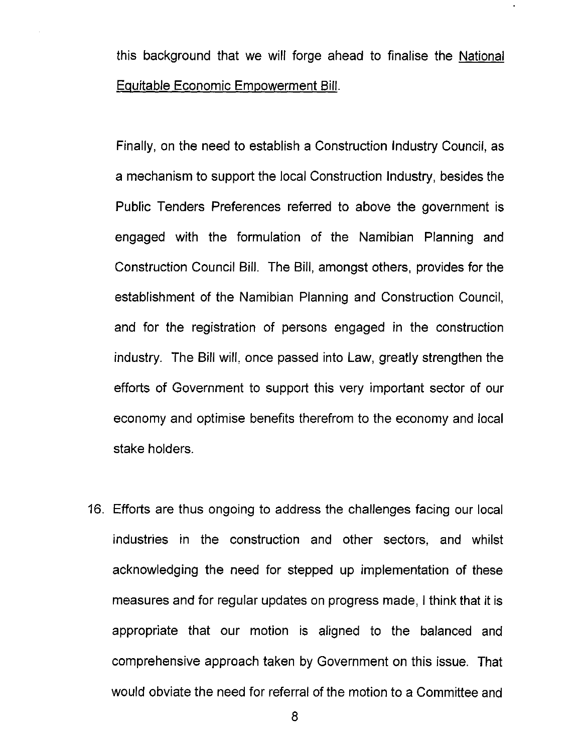this background that we will forge ahead to finalise the National Equitable Economic Empowerment Bill.

Finally, on the need to establish a Construction Industry Council, as a mechanism to support the local Construction Industry, besides the Public Tenders Preferences referred to above the government is engaged with the formulation of the Namibian Planning and Construction Council Bill. The Bill, amongst others, provides for the establishment of the Namibian Planning and Construction Council, and for the registration of persons engaged in the construction industry. The Bill will, once passed into Law, greatly strengthen the efforts of Government to support this very important sector of our economy and optimise benefits therefrom to the economy and local stake holders.

16. Efforts are thus ongoing to address the challenges facing our local industries in the construction and other sectors, and whilst acknowledging the need for stepped up implementation of these measures and for regular updates on progress made, I think that it is appropriate that our motion is aligned to the balanced and comprehensive approach taken by Government on this issue. That would obviate the need for referral of the motion to a Committee and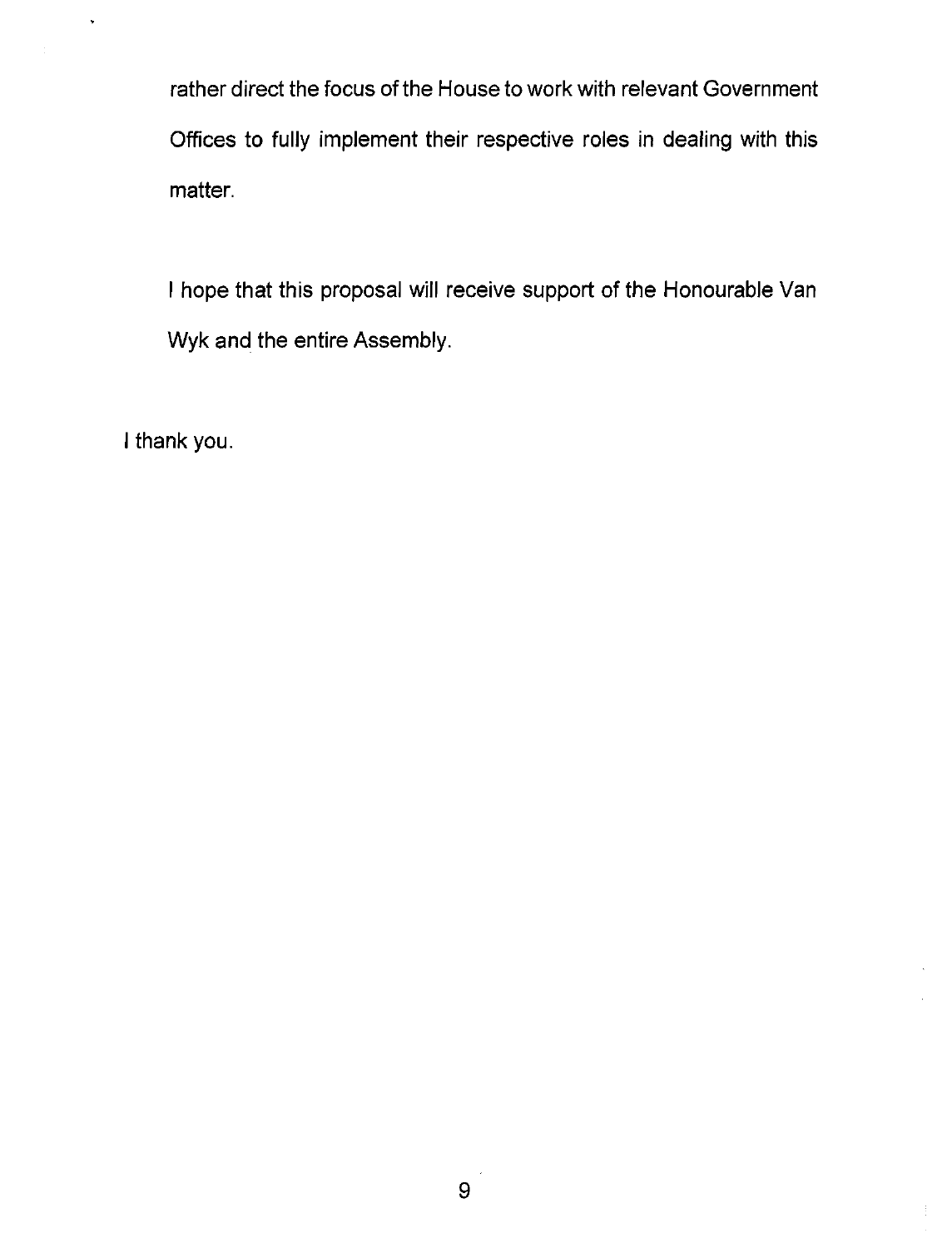rather direct the focus of the House to work with relevant Government Offices to fully implement their respective roles in dealing with this matter.

I hope that this proposal will receive support of the Honourable Van Wyk and the entire Assembly.

I thank you.